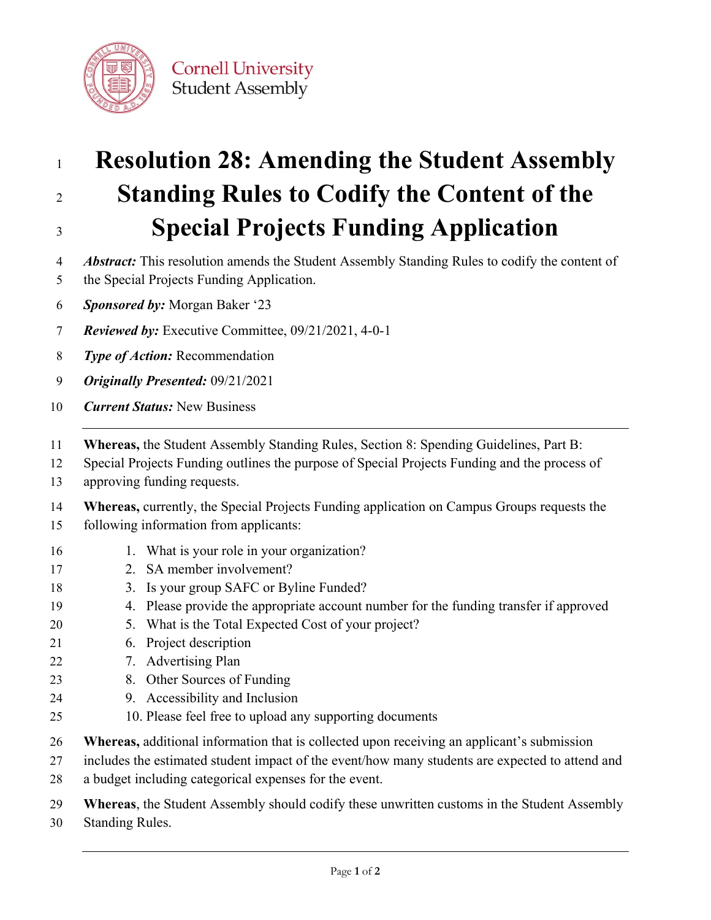Cornell University
Student Assembly

# Resolution 28: Amending the Student Assembly Standing Rules to Codify the Content of the Special Projects Funding Application

***Abstract:*** This resolution amends the Student Assembly Standing Rules to codify the content of the Special Projects Funding Application.

***Sponsored by:*** Morgan Baker '23

***Reviewed by:*** Executive Committee, 09/21/2021, 4-0-1

***Type of Action:*** Recommendation

***Originally Presented:*** 09/21/2021

***Current Status:*** New Business

---

**Whereas,** the Student Assembly Standing Rules, Section 8: Spending Guidelines, Part B: Special Projects Funding outlines the purpose of Special Projects Funding and the process of approving funding requests.

**Whereas,** currently, the Special Projects Funding application on Campus Groups requests the following information from applicants:

1. What is your role in your organization?
2. SA member involvement?
3. Is your group SAFC or Byline Funded?
4. Please provide the appropriate account number for the funding transfer if approved
5. What is the Total Expected Cost of your project?
6. Project description
7. Advertising Plan
8. Other Sources of Funding
9. Accessibility and Inclusion
10. Please feel free to upload any supporting documents

**Whereas,** additional information that is collected upon receiving an applicant's submission includes the estimated student impact of the event/how many students are expected to attend and a budget including categorical expenses for the event.

**Whereas**, the Student Assembly should codify these unwritten customs in the Student Assembly Standing Rules.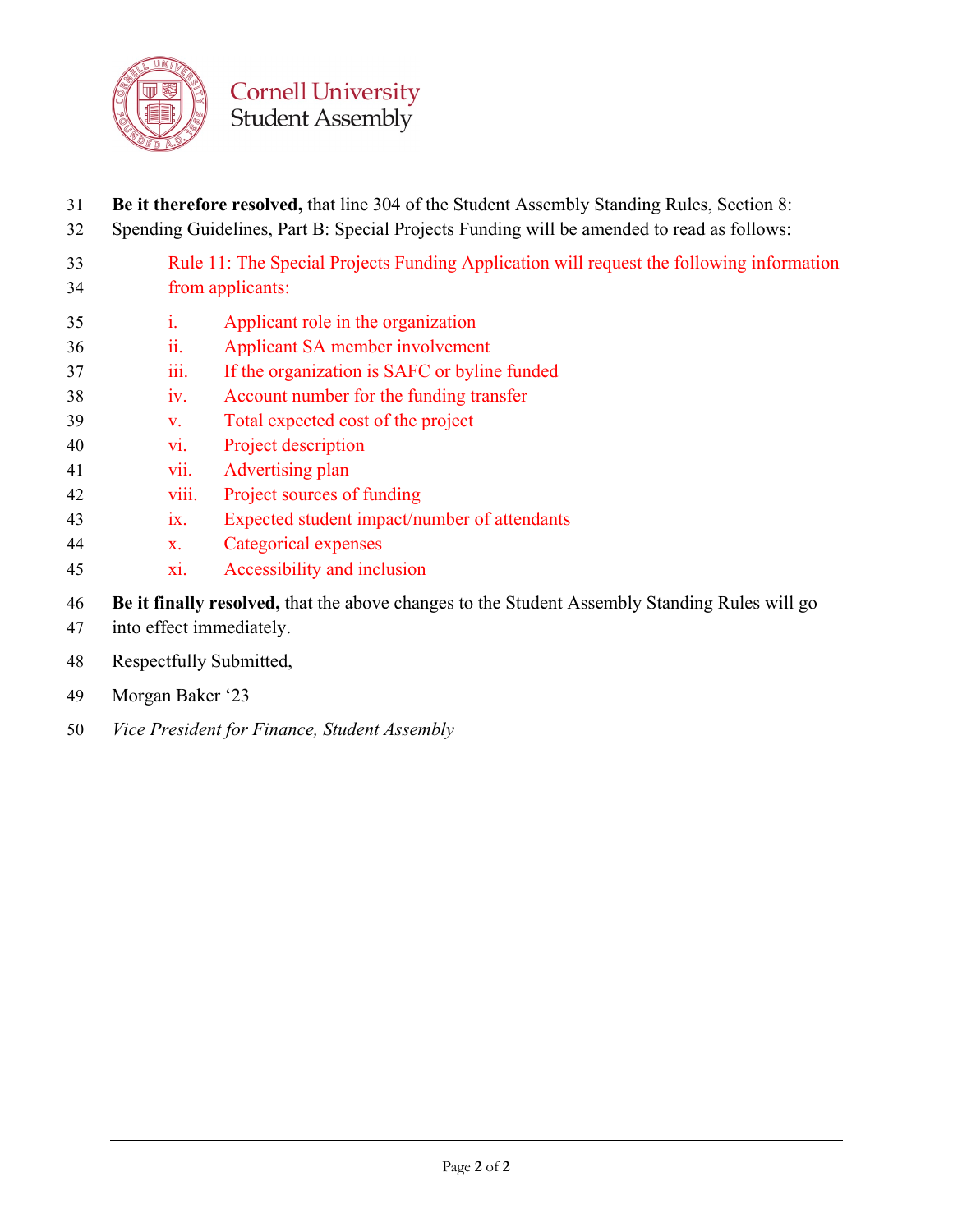**Be it therefore resolved,** that line 304 of the Student Assembly Standing Rules, Section 8: Spending Guidelines, Part B: Special Projects Funding will be amended to read as follows:

> Rule 11: The Special Projects Funding Application will request the following information from applicants:
>
> i. Applicant role in the organization
> ii. Applicant SA member involvement
> iii. If the organization is SAFC or byline funded
> iv. Account number for the funding transfer
> v. Total expected cost of the project
> vi. Project description
> vii. Advertising plan
> viii. Project sources of funding
> ix. Expected student impact/number of attendants
> x. Categorical expenses
> xi. Accessibility and inclusion

**Be it finally resolved,** that the above changes to the Student Assembly Standing Rules will go into effect immediately.

Respectfully Submitted,

Morgan Baker '23

*Vice President for Finance, Student Assembly*